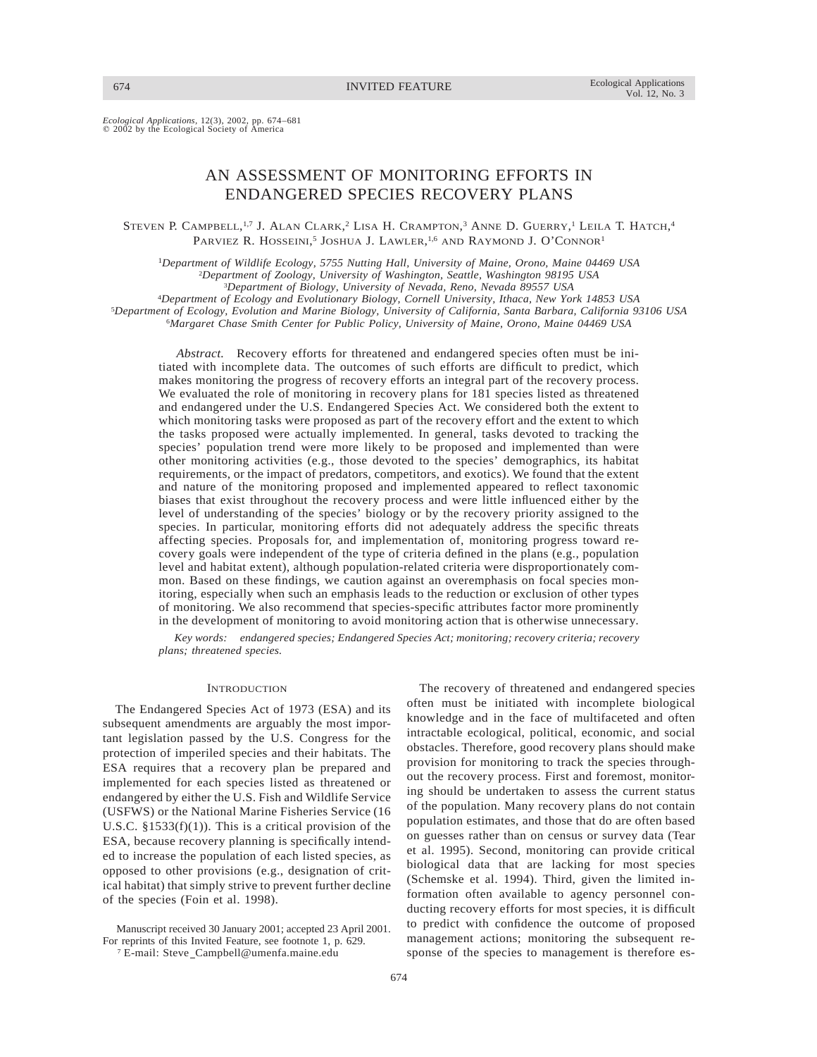*Ecological Applications*, 12(3), 2002, pp. 674–681
© 2002 by the Ecological Society of America

# AN ASSESSMENT OF MONITORING EFFORTS IN ENDANGERED SPECIES RECOVERY PLANS

Steven P. Campbell,[1,7] J. Alan Clark,[2] Lisa H. Crampton,[3] Anne D. Guerry,[1] Leila T. Hatch,[4] Parviez R. Hosseini,[5] Joshua J. Lawler,[1,6] and Raymond J. O'Connor[1]

[1]*Department of Wildlife Ecology, 5755 Nutting Hall, University of Maine, Orono, Maine 04469 USA*
[2]*Department of Zoology, University of Washington, Seattle, Washington 98195 USA*
[3]*Department of Biology, University of Nevada, Reno, Nevada 89557 USA*
[4]*Department of Ecology and Evolutionary Biology, Cornell University, Ithaca, New York 14853 USA*
[5]*Department of Ecology, Evolution and Marine Biology, University of California, Santa Barbara, California 93106 USA*
[6]*Margaret Chase Smith Center for Public Policy, University of Maine, Orono, Maine 04469 USA*

*Abstract.* Recovery efforts for threatened and endangered species often must be initiated with incomplete data. The outcomes of such efforts are difficult to predict, which makes monitoring the progress of recovery efforts an integral part of the recovery process. We evaluated the role of monitoring in recovery plans for 181 species listed as threatened and endangered under the U.S. Endangered Species Act. We considered both the extent to which monitoring tasks were proposed as part of the recovery effort and the extent to which the tasks proposed were actually implemented. In general, tasks devoted to tracking the species' population trend were more likely to be proposed and implemented than were other monitoring activities (e.g., those devoted to the species' demographics, its habitat requirements, or the impact of predators, competitors, and exotics). We found that the extent and nature of the monitoring proposed and implemented appeared to reflect taxonomic biases that exist throughout the recovery process and were little influenced either by the level of understanding of the species' biology or by the recovery priority assigned to the species. In particular, monitoring efforts did not adequately address the specific threats affecting species. Proposals for, and implementation of, monitoring progress toward recovery goals were independent of the type of criteria defined in the plans (e.g., population level and habitat extent), although population-related criteria were disproportionately common. Based on these findings, we caution against an overemphasis on focal species monitoring, especially when such an emphasis leads to the reduction or exclusion of other types of monitoring. We also recommend that species-specific attributes factor more prominently in the development of monitoring to avoid monitoring action that is otherwise unnecessary.

*Key words: endangered species; Endangered Species Act; monitoring; recovery criteria; recovery plans; threatened species.*

## Introduction

The Endangered Species Act of 1973 (ESA) and its subsequent amendments are arguably the most important legislation passed by the U.S. Congress for the protection of imperiled species and their habitats. The ESA requires that a recovery plan be prepared and implemented for each species listed as threatened or endangered by either the U.S. Fish and Wildlife Service (USFWS) or the National Marine Fisheries Service (16 U.S.C. §1533(f)(1)). This is a critical provision of the ESA, because recovery planning is specifically intended to increase the population of each listed species, as opposed to other provisions (e.g., designation of critical habitat) that simply strive to prevent further decline of the species (Foin et al. 1998).

The recovery of threatened and endangered species often must be initiated with incomplete biological knowledge and in the face of multifaceted and often intractable ecological, political, economic, and social obstacles. Therefore, good recovery plans should make provision for monitoring to track the species throughout the recovery process. First and foremost, monitoring should be undertaken to assess the current status of the population. Many recovery plans do not contain population estimates, and those that do are often based on guesses rather than on census or survey data (Tear et al. 1995). Second, monitoring can provide critical biological data that are lacking for most species (Schemske et al. 1994). Third, given the limited information often available to agency personnel conducting recovery efforts for most species, it is difficult to predict with confidence the outcome of proposed management actions; monitoring the subsequent response of the species to management is therefore es-

Manuscript received 30 January 2001; accepted 23 April 2001. For reprints of this Invited Feature, see footnote 1, p. 629.

[7] E-mail: Steve_Campbell@umenfa.maine.edu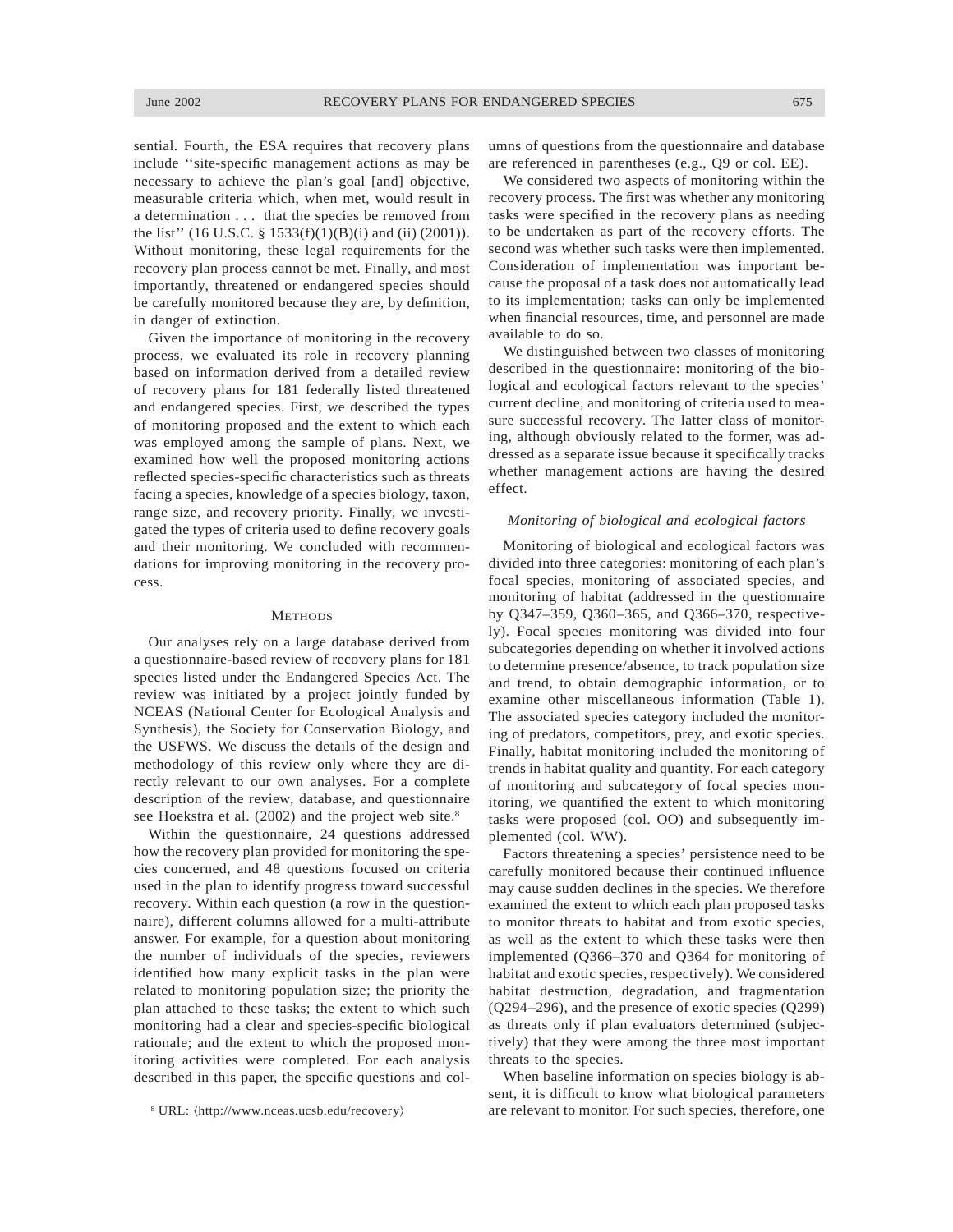sential. Fourth, the ESA requires that recovery plans include ''site-specific management actions as may be necessary to achieve the plan's goal [and] objective, measurable criteria which, when met, would result in a determination . . . that the species be removed from the list'' (16 U.S.C. § 1533(f)(1)(B)(i) and (ii) (2001)). Without monitoring, these legal requirements for the recovery plan process cannot be met. Finally, and most importantly, threatened or endangered species should be carefully monitored because they are, by definition, in danger of extinction.

Given the importance of monitoring in the recovery process, we evaluated its role in recovery planning based on information derived from a detailed review of recovery plans for 181 federally listed threatened and endangered species. First, we described the types of monitoring proposed and the extent to which each was employed among the sample of plans. Next, we examined how well the proposed monitoring actions reflected species-specific characteristics such as threats facing a species, knowledge of a species biology, taxon, range size, and recovery priority. Finally, we investigated the types of criteria used to define recovery goals and their monitoring. We concluded with recommendations for improving monitoring in the recovery process.

## Methods

Our analyses rely on a large database derived from a questionnaire-based review of recovery plans for 181 species listed under the Endangered Species Act. The review was initiated by a project jointly funded by NCEAS (National Center for Ecological Analysis and Synthesis), the Society for Conservation Biology, and the USFWS. We discuss the details of the design and methodology of this review only where they are directly relevant to our own analyses. For a complete description of the review, database, and questionnaire see Hoekstra et al. (2002) and the project web site.[8]

Within the questionnaire, 24 questions addressed how the recovery plan provided for monitoring the species concerned, and 48 questions focused on criteria used in the plan to identify progress toward successful recovery. Within each question (a row in the questionnaire), different columns allowed for a multi-attribute answer. For example, for a question about monitoring the number of individuals of the species, reviewers identified how many explicit tasks in the plan were related to monitoring population size; the priority the plan attached to these tasks; the extent to which such monitoring had a clear and species-specific biological rationale; and the extent to which the proposed monitoring activities were completed. For each analysis described in this paper, the specific questions and columns of questions from the questionnaire and database are referenced in parentheses (e.g., Q9 or col. EE).

We considered two aspects of monitoring within the recovery process. The first was whether any monitoring tasks were specified in the recovery plans as needing to be undertaken as part of the recovery efforts. The second was whether such tasks were then implemented. Consideration of implementation was important because the proposal of a task does not automatically lead to its implementation; tasks can only be implemented when financial resources, time, and personnel are made available to do so.

We distinguished between two classes of monitoring described in the questionnaire: monitoring of the biological and ecological factors relevant to the species' current decline, and monitoring of criteria used to measure successful recovery. The latter class of monitoring, although obviously related to the former, was addressed as a separate issue because it specifically tracks whether management actions are having the desired effect.

### *Monitoring of biological and ecological factors*

Monitoring of biological and ecological factors was divided into three categories: monitoring of each plan's focal species, monitoring of associated species, and monitoring of habitat (addressed in the questionnaire by Q347–359, Q360–365, and Q366–370, respectively). Focal species monitoring was divided into four subcategories depending on whether it involved actions to determine presence/absence, to track population size and trend, to obtain demographic information, or to examine other miscellaneous information (Table 1). The associated species category included the monitoring of predators, competitors, prey, and exotic species. Finally, habitat monitoring included the monitoring of trends in habitat quality and quantity. For each category of monitoring and subcategory of focal species monitoring, we quantified the extent to which monitoring tasks were proposed (col. OO) and subsequently implemented (col. WW).

Factors threatening a species' persistence need to be carefully monitored because their continued influence may cause sudden declines in the species. We therefore examined the extent to which each plan proposed tasks to monitor threats to habitat and from exotic species, as well as the extent to which these tasks were then implemented (Q366–370 and Q364 for monitoring of habitat and exotic species, respectively). We considered habitat destruction, degradation, and fragmentation (Q294–296), and the presence of exotic species (Q299) as threats only if plan evaluators determined (subjectively) that they were among the three most important threats to the species.

When baseline information on species biology is absent, it is difficult to know what biological parameters are relevant to monitor. For such species, therefore, one

[8] URL: ⟨http://www.nceas.ucsb.edu/recovery⟩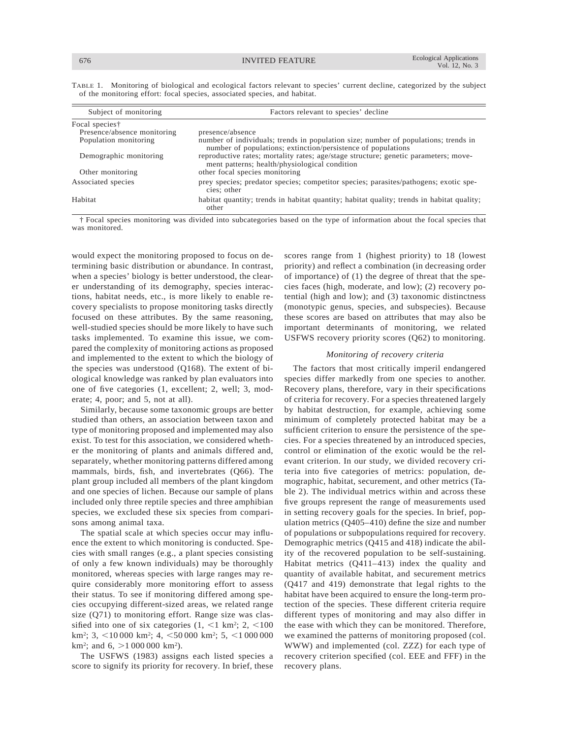TABLE 1. Monitoring of biological and ecological factors relevant to species' current decline, categorized by the subject of the monitoring effort: focal species, associated species, and habitat.

| Subject of monitoring | Factors relevant to species' decline |
|---|---|
| Focal species† | |
| Presence/absence monitoring | presence/absence |
| Population monitoring | number of individuals; trends in population size; number of populations; trends in number of populations; extinction/persistence of populations |
| Demographic monitoring | reproductive rates; mortality rates; age/stage structure; genetic parameters; movement patterns; health/physiological condition |
| Other monitoring | other focal species monitoring |
| Associated species | prey species; predator species; competitor species; parasites/pathogens; exotic species; other |
| Habitat | habitat quantity; trends in habitat quantity; habitat quality; trends in habitat quality; other |

† Focal species monitoring was divided into subcategories based on the type of information about the focal species that was monitored.

would expect the monitoring proposed to focus on determining basic distribution or abundance. In contrast, when a species' biology is better understood, the clearer understanding of its demography, species interactions, habitat needs, etc., is more likely to enable recovery specialists to propose monitoring tasks directly focused on these attributes. By the same reasoning, well-studied species should be more likely to have such tasks implemented. To examine this issue, we compared the complexity of monitoring actions as proposed and implemented to the extent to which the biology of the species was understood (Q168). The extent of biological knowledge was ranked by plan evaluators into one of five categories (1, excellent; 2, well; 3, moderate; 4, poor; and 5, not at all).

Similarly, because some taxonomic groups are better studied than others, an association between taxon and type of monitoring proposed and implemented may also exist. To test for this association, we considered whether the monitoring of plants and animals differed and, separately, whether monitoring patterns differed among mammals, birds, fish, and invertebrates (Q66). The plant group included all members of the plant kingdom and one species of lichen. Because our sample of plans included only three reptile species and three amphibian species, we excluded these six species from comparisons among animal taxa.

The spatial scale at which species occur may influence the extent to which monitoring is conducted. Species with small ranges (e.g., a plant species consisting of only a few known individuals) may be thoroughly monitored, whereas species with large ranges may require considerably more monitoring effort to assess their status. To see if monitoring differed among species occupying different-sized areas, we related range size (Q71) to monitoring effort. Range size was classified into one of six categories (1, $<1$ km$^2$; 2, $<100$ km$^2$; 3, $<10\,000$ km$^2$; 4, $<50\,000$ km$^2$; 5, $<1\,000\,000$ km$^2$; and 6, $>1\,000\,000$ km$^2$).

The USFWS (1983) assigns each listed species a score to signify its priority for recovery. In brief, these scores range from 1 (highest priority) to 18 (lowest priority) and reflect a combination (in decreasing order of importance) of (1) the degree of threat that the species faces (high, moderate, and low); (2) recovery potential (high and low); and (3) taxonomic distinctness (monotypic genus, species, and subspecies). Because these scores are based on attributes that may also be important determinants of monitoring, we related USFWS recovery priority scores (Q62) to monitoring.

### *Monitoring of recovery criteria*

The factors that most critically imperil endangered species differ markedly from one species to another. Recovery plans, therefore, vary in their specifications of criteria for recovery. For a species threatened largely by habitat destruction, for example, achieving some minimum of completely protected habitat may be a sufficient criterion to ensure the persistence of the species. For a species threatened by an introduced species, control or elimination of the exotic would be the relevant criterion. In our study, we divided recovery criteria into five categories of metrics: population, demographic, habitat, securement, and other metrics (Table 2). The individual metrics within and across these five groups represent the range of measurements used in setting recovery goals for the species. In brief, population metrics (Q405–410) define the size and number of populations or subpopulations required for recovery. Demographic metrics (Q415 and 418) indicate the ability of the recovered population to be self-sustaining. Habitat metrics (Q411–413) index the quality and quantity of available habitat, and securement metrics (Q417 and 419) demonstrate that legal rights to the habitat have been acquired to ensure the long-term protection of the species. These different criteria require different types of monitoring and may also differ in the ease with which they can be monitored. Therefore, we examined the patterns of monitoring proposed (col. WWW) and implemented (col. ZZZ) for each type of recovery criterion specified (col. EEE and FFF) in the recovery plans.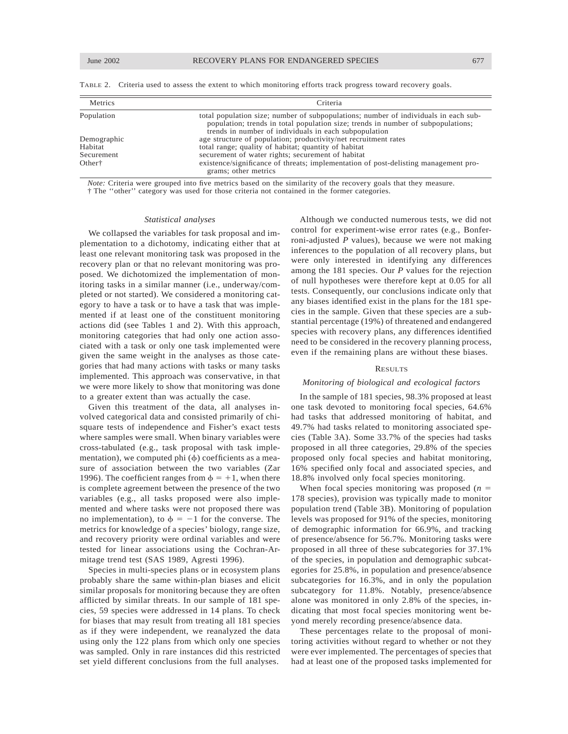TABLE 2. Criteria used to assess the extent to which monitoring efforts track progress toward recovery goals.

| Metrics | Criteria |
|---|---|
| Population | total population size; number of subpopulations; number of individuals in each subpopulation; trends in total population size; trends in number of subpopulations; trends in number of individuals in each subpopulation |
| Demographic | age structure of population; productivity/net recruitment rates |
| Habitat | total range; quality of habitat; quantity of habitat |
| Securement | securement of water rights; securement of habitat |
| Other† | existence/significance of threats; implementation of post-delisting management programs; other metrics |

*Note:* Criteria were grouped into five metrics based on the similarity of the recovery goals that they measure.
† The ''other'' category was used for those criteria not contained in the former categories.

### *Statistical analyses*

We collapsed the variables for task proposal and implementation to a dichotomy, indicating either that at least one relevant monitoring task was proposed in the recovery plan or that no relevant monitoring was proposed. We dichotomized the implementation of monitoring tasks in a similar manner (i.e., underway/completed or not started). We considered a monitoring category to have a task or to have a task that was implemented if at least one of the constituent monitoring actions did (see Tables 1 and 2). With this approach, monitoring categories that had only one action associated with a task or only one task implemented were given the same weight in the analyses as those categories that had many actions with tasks or many tasks implemented. This approach was conservative, in that we were more likely to show that monitoring was done to a greater extent than was actually the case.

Given this treatment of the data, all analyses involved categorical data and consisted primarily of chi-square tests of independence and Fisher's exact tests where samples were small. When binary variables were cross-tabulated (e.g., task proposal with task implementation), we computed phi ($\phi$) coefficients as a measure of association between the two variables (Zar 1996). The coefficient ranges from $\phi = +1$, when there is complete agreement between the presence of the two variables (e.g., all tasks proposed were also implemented and where tasks were not proposed there was no implementation), to $\phi = -1$ for the converse. The metrics for knowledge of a species' biology, range size, and recovery priority were ordinal variables and were tested for linear associations using the Cochran-Armitage trend test (SAS 1989, Agresti 1996).

Species in multi-species plans or in ecosystem plans probably share the same within-plan biases and elicit similar proposals for monitoring because they are often afflicted by similar threats. In our sample of 181 species, 59 species were addressed in 14 plans. To check for biases that may result from treating all 181 species as if they were independent, we reanalyzed the data using only the 122 plans from which only one species was sampled. Only in rare instances did this restricted set yield different conclusions from the full analyses.

Although we conducted numerous tests, we did not control for experiment-wise error rates (e.g., Bonferroni-adjusted *P* values), because we were not making inferences to the population of all recovery plans, but were only interested in identifying any differences among the 181 species. Our *P* values for the rejection of null hypotheses were therefore kept at 0.05 for all tests. Consequently, our conclusions indicate only that any biases identified exist in the plans for the 181 species in the sample. Given that these species are a substantial percentage (19%) of threatened and endangered species with recovery plans, any differences identified need to be considered in the recovery planning process, even if the remaining plans are without these biases.

## RESULTS

### *Monitoring of biological and ecological factors*

In the sample of 181 species, 98.3% proposed at least one task devoted to monitoring focal species, 64.6% had tasks that addressed monitoring of habitat, and 49.7% had tasks related to monitoring associated species (Table 3A). Some 33.7% of the species had tasks proposed in all three categories, 29.8% of the species proposed only focal species and habitat monitoring, 16% specified only focal and associated species, and 18.8% involved only focal species monitoring.

When focal species monitoring was proposed ($n$ = 178 species), provision was typically made to monitor population trend (Table 3B). Monitoring of population levels was proposed for 91% of the species, monitoring of demographic information for 66.9%, and tracking of presence/absence for 56.7%. Monitoring tasks were proposed in all three of these subcategories for 37.1% of the species, in population and demographic subcategories for 25.8%, in population and presence/absence subcategories for 16.3%, and in only the population subcategory for 11.8%. Notably, presence/absence alone was monitored in only 2.8% of the species, indicating that most focal species monitoring went beyond merely recording presence/absence data.

These percentages relate to the proposal of monitoring activities without regard to whether or not they were ever implemented. The percentages of species that had at least one of the proposed tasks implemented for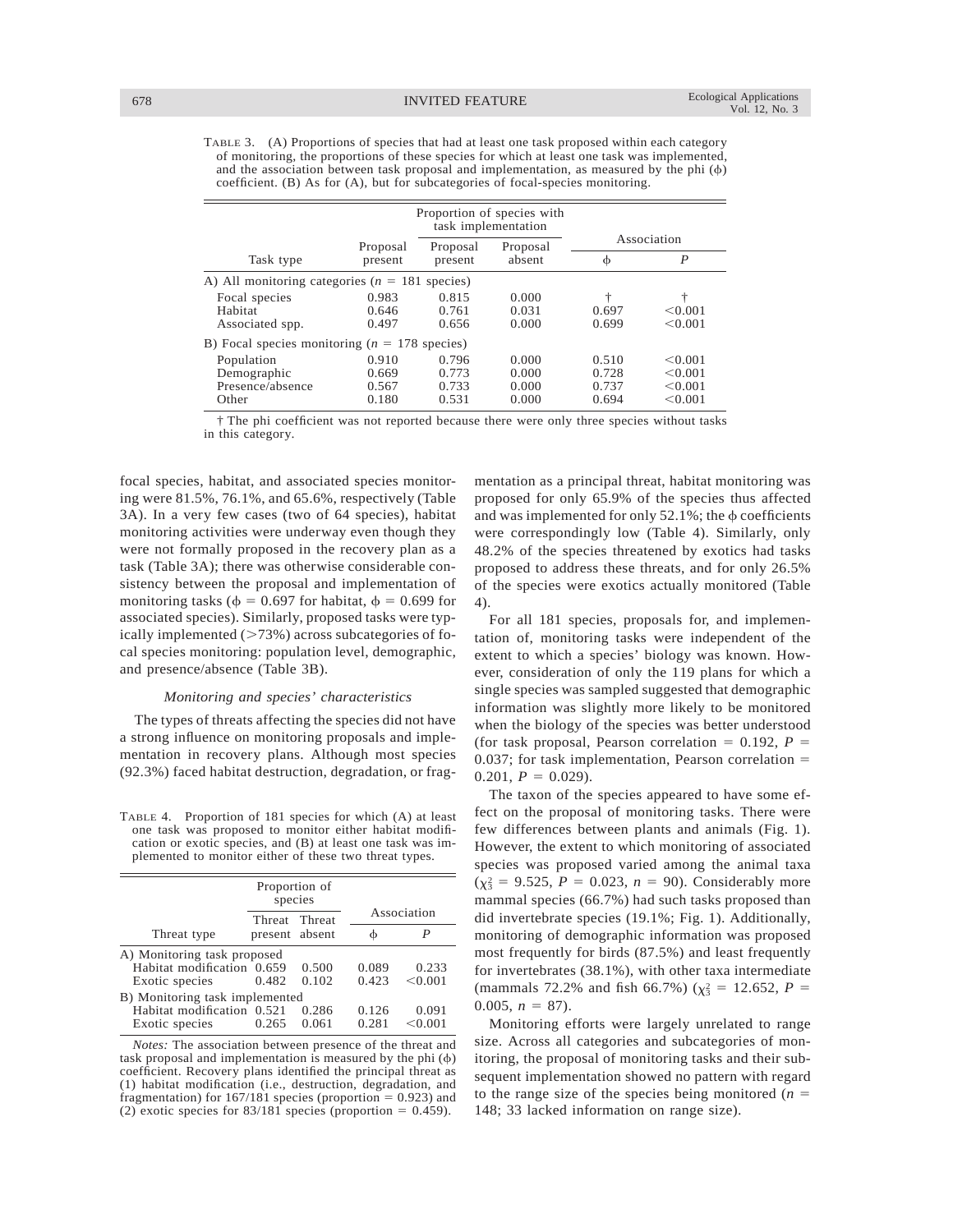TABLE 3. (A) Proportions of species that had at least one task proposed within each category of monitoring, the proportions of these species for which at least one task was implemented, and the association between task proposal and implementation, as measured by the phi (ϕ) coefficient. (B) As for (A), but for subcategories of focal-species monitoring.

| Task type | Proposal present | Proportion of species with task implementation | | Association | |
|---|---|---|---|---|---|
| | | Proposal present | Proposal absent | ϕ | $P$ |
| A) All monitoring categories ($n$ = 181 species) | | | | | |
| Focal species | 0.983 | 0.815 | 0.000 | † | † |
| Habitat | 0.646 | 0.761 | 0.031 | 0.697 | <0.001 |
| Associated spp. | 0.497 | 0.656 | 0.000 | 0.699 | <0.001 |
| B) Focal species monitoring ($n$ = 178 species) | | | | | |
| Population | 0.910 | 0.796 | 0.000 | 0.510 | <0.001 |
| Demographic | 0.669 | 0.773 | 0.000 | 0.728 | <0.001 |
| Presence/absence | 0.567 | 0.733 | 0.000 | 0.737 | <0.001 |
| Other | 0.180 | 0.531 | 0.000 | 0.694 | <0.001 |

† The phi coefficient was not reported because there were only three species without tasks in this category.

focal species, habitat, and associated species monitoring were 81.5%, 76.1%, and 65.6%, respectively (Table 3A). In a very few cases (two of 64 species), habitat monitoring activities were underway even though they were not formally proposed in the recovery plan as a task (Table 3A); there was otherwise considerable consistency between the proposal and implementation of monitoring tasks (ϕ = 0.697 for habitat, ϕ = 0.699 for associated species). Similarly, proposed tasks were typically implemented (>73%) across subcategories of focal species monitoring: population level, demographic, and presence/absence (Table 3B).

### *Monitoring and species' characteristics*

The types of threats affecting the species did not have a strong influence on monitoring proposals and implementation in recovery plans. Although most species (92.3%) faced habitat destruction, degradation, or fragmentation as a principal threat, habitat monitoring was proposed for only 65.9% of the species thus affected and was implemented for only 52.1%; the ϕ coefficients were correspondingly low (Table 4). Similarly, only 48.2% of the species threatened by exotics had tasks proposed to address these threats, and for only 26.5% of the species were exotics actually monitored (Table 4).

TABLE 4. Proportion of 181 species for which (A) at least one task was proposed to monitor either habitat modification or exotic species, and (B) at least one task was implemented to monitor either of these two threat types.

| Threat type | Proportion of species | | Association | |
|---|---|---|---|---|
| | Threat present | Threat absent | ϕ | $P$ |
| A) Monitoring task proposed | | | | |
| Habitat modification | 0.659 | 0.500 | 0.089 | 0.233 |
| Exotic species | 0.482 | 0.102 | 0.423 | <0.001 |
| B) Monitoring task implemented | | | | |
| Habitat modification | 0.521 | 0.286 | 0.126 | 0.091 |
| Exotic species | 0.265 | 0.061 | 0.281 | <0.001 |

*Notes:* The association between presence of the threat and task proposal and implementation is measured by the phi (ϕ) coefficient. Recovery plans identified the principal threat as (1) habitat modification (i.e., destruction, degradation, and fragmentation) for 167/181 species (proportion = 0.923) and (2) exotic species for 83/181 species (proportion = 0.459).

For all 181 species, proposals for, and implementation of, monitoring tasks were independent of the extent to which a species' biology was known. However, consideration of only the 119 plans for which a single species was sampled suggested that demographic information was slightly more likely to be monitored when the biology of the species was better understood (for task proposal, Pearson correlation = 0.192, $P$ = 0.037; for task implementation, Pearson correlation = 0.201, $P$ = 0.029).

The taxon of the species appeared to have some effect on the proposal of monitoring tasks. There were few differences between plants and animals (Fig. 1). However, the extent to which monitoring of associated species was proposed varied among the animal taxa ($\chi^2_3$ = 9.525, $P$ = 0.023, $n$ = 90). Considerably more mammal species (66.7%) had such tasks proposed than did invertebrate species (19.1%; Fig. 1). Additionally, monitoring of demographic information was proposed most frequently for birds (87.5%) and least frequently for invertebrates (38.1%), with other taxa intermediate (mammals 72.2% and fish 66.7%) ($\chi^2_3$ = 12.652, $P$ = 0.005, $n$ = 87).

Monitoring efforts were largely unrelated to range size. Across all categories and subcategories of monitoring, the proposal of monitoring tasks and their subsequent implementation showed no pattern with regard to the range size of the species being monitored ($n$ = 148; 33 lacked information on range size).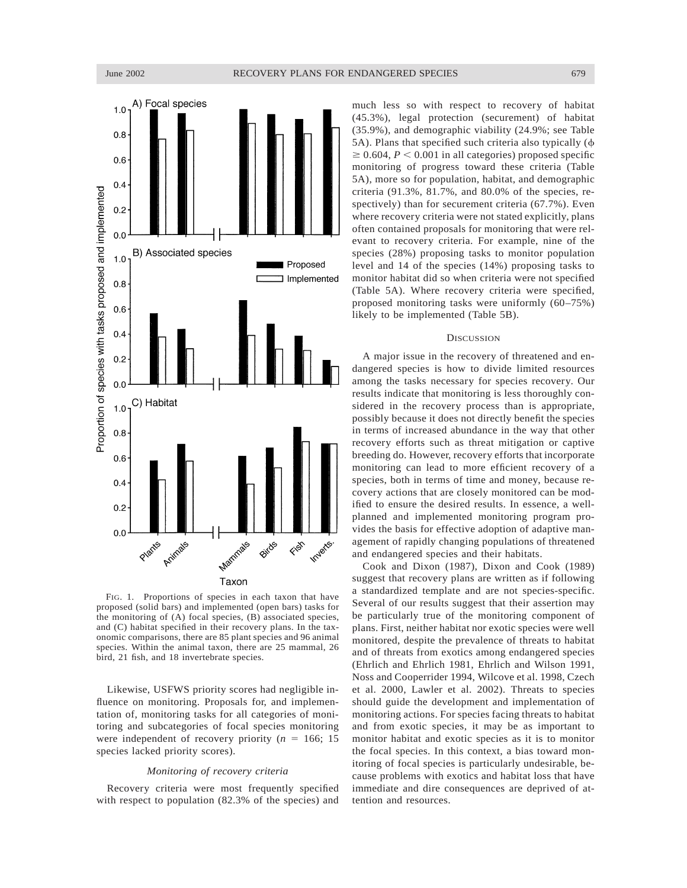FIG. 1. Proportions of species in each taxon that have proposed (solid bars) and implemented (open bars) tasks for the monitoring of (A) focal species, (B) associated species, and (C) habitat specified in their recovery plans. In the taxonomic comparisons, there are 85 plant species and 96 animal species. Within the animal taxon, there are 25 mammal, 26 bird, 21 fish, and 18 invertebrate species.

Likewise, USFWS priority scores had negligible influence on monitoring. Proposals for, and implementation of, monitoring tasks for all categories of monitoring and subcategories of focal species monitoring were independent of recovery priority ($n = 166$; 15 species lacked priority scores).

### *Monitoring of recovery criteria*

Recovery criteria were most frequently specified with respect to population (82.3% of the species) and much less so with respect to recovery of habitat (45.3%), legal protection (securement) of habitat (35.9%), and demographic viability (24.9%; see Table 5A). Plans that specified such criteria also typically ($\phi \geq 0.604$, $P < 0.001$ in all categories) proposed specific monitoring of progress toward these criteria (Table 5A), more so for population, habitat, and demographic criteria (91.3%, 81.7%, and 80.0% of the species, respectively) than for securement criteria (67.7%). Even where recovery criteria were not stated explicitly, plans often contained proposals for monitoring that were relevant to recovery criteria. For example, nine of the species (28%) proposing tasks to monitor population level and 14 of the species (14%) proposing tasks to monitor habitat did so when criteria were not specified (Table 5A). Where recovery criteria were specified, proposed monitoring tasks were uniformly (60–75%) likely to be implemented (Table 5B).

## DISCUSSION

A major issue in the recovery of threatened and endangered species is how to divide limited resources among the tasks necessary for species recovery. Our results indicate that monitoring is less thoroughly considered in the recovery process than is appropriate, possibly because it does not directly benefit the species in terms of increased abundance in the way that other recovery efforts such as threat mitigation or captive breeding do. However, recovery efforts that incorporate monitoring can lead to more efficient recovery of a species, both in terms of time and money, because recovery actions that are closely monitored can be modified to ensure the desired results. In essence, a well-planned and implemented monitoring program provides the basis for effective adoption of adaptive management of rapidly changing populations of threatened and endangered species and their habitats.

Cook and Dixon (1987), Dixon and Cook (1989) suggest that recovery plans are written as if following a standardized template and are not species-specific. Several of our results suggest that their assertion may be particularly true of the monitoring component of plans. First, neither habitat nor exotic species were well monitored, despite the prevalence of threats to habitat and of threats from exotics among endangered species (Ehrlich and Ehrlich 1981, Ehrlich and Wilson 1991, Noss and Cooperrider 1994, Wilcove et al. 1998, Czech et al. 2000, Lawler et al. 2002). Threats to species should guide the development and implementation of monitoring actions. For species facing threats to habitat and from exotic species, it may be as important to monitor habitat and exotic species as it is to monitor the focal species. In this context, a bias toward monitoring of focal species is particularly undesirable, because problems with exotics and habitat loss that have immediate and dire consequences are deprived of attention and resources.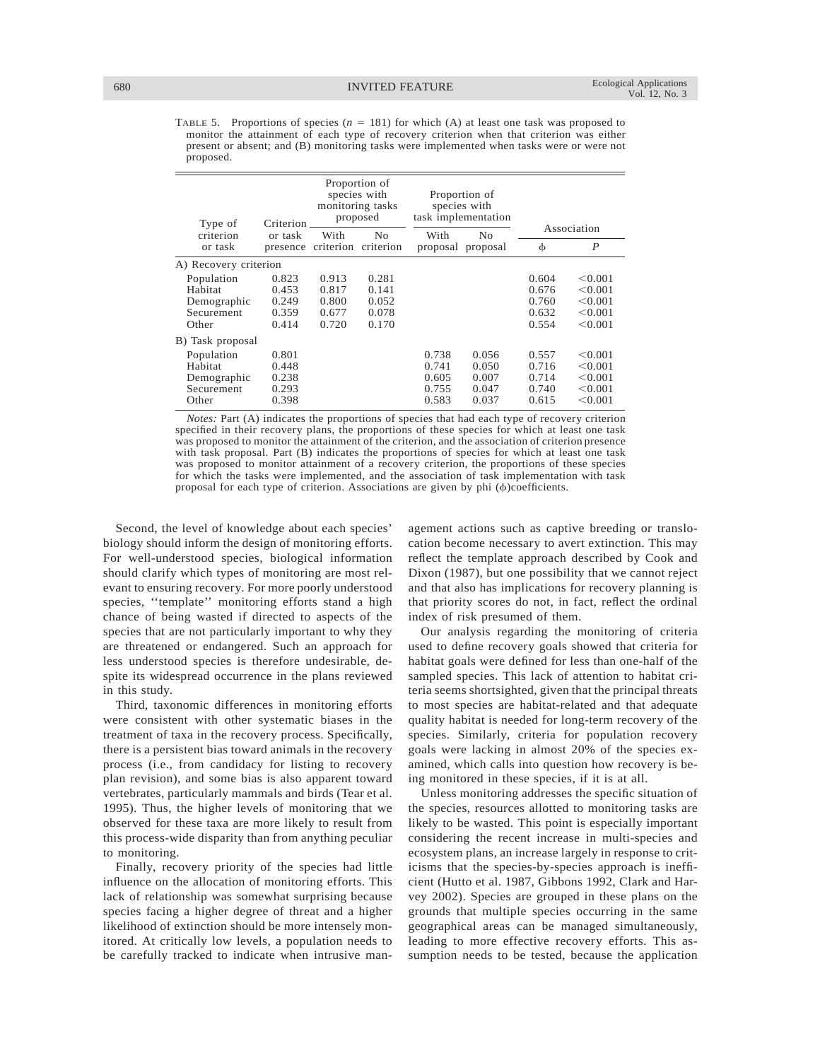TABLE 5. Proportions of species ($n$ = 181) for which (A) at least one task was proposed to monitor the attainment of each type of recovery criterion when that criterion was either present or absent; and (B) monitoring tasks were implemented when tasks were or were not proposed.

| Type of criterion or task | Criterion or task presence | Proportion of species with monitoring tasks proposed | | Proportion of species with task implementation | | Association | |
|---|---|---|---|---|---|---|---|
| | | With criterion | No criterion | With proposal | No proposal | ϕ | $P$ |
| A) Recovery criterion | | | | | | | |
| Population | 0.823 | 0.913 | 0.281 | | | 0.604 | <0.001 |
| Habitat | 0.453 | 0.817 | 0.141 | | | 0.676 | <0.001 |
| Demographic | 0.249 | 0.800 | 0.052 | | | 0.760 | <0.001 |
| Securement | 0.359 | 0.677 | 0.078 | | | 0.632 | <0.001 |
| Other | 0.414 | 0.720 | 0.170 | | | 0.554 | <0.001 |
| B) Task proposal | | | | | | | |
| Population | 0.801 | | | 0.738 | 0.056 | 0.557 | <0.001 |
| Habitat | 0.448 | | | 0.741 | 0.050 | 0.716 | <0.001 |
| Demographic | 0.238 | | | 0.605 | 0.007 | 0.714 | <0.001 |
| Securement | 0.293 | | | 0.755 | 0.047 | 0.740 | <0.001 |
| Other | 0.398 | | | 0.583 | 0.037 | 0.615 | <0.001 |

*Notes:* Part (A) indicates the proportions of species that had each type of recovery criterion specified in their recovery plans, the proportions of these species for which at least one task was proposed to monitor the attainment of the criterion, and the association of criterion presence with task proposal. Part (B) indicates the proportions of species for which at least one task was proposed to monitor attainment of a recovery criterion, the proportions of these species for which the tasks were implemented, and the association of task implementation with task proposal for each type of criterion. Associations are given by phi (ϕ)coefficients.

Second, the level of knowledge about each species' biology should inform the design of monitoring efforts. For well-understood species, biological information should clarify which types of monitoring are most relevant to ensuring recovery. For more poorly understood species, ''template'' monitoring efforts stand a high chance of being wasted if directed to aspects of the species that are not particularly important to why they are threatened or endangered. Such an approach for less understood species is therefore undesirable, despite its widespread occurrence in the plans reviewed in this study.

Third, taxonomic differences in monitoring efforts were consistent with other systematic biases in the treatment of taxa in the recovery process. Specifically, there is a persistent bias toward animals in the recovery process (i.e., from candidacy for listing to recovery plan revision), and some bias is also apparent toward vertebrates, particularly mammals and birds (Tear et al. 1995). Thus, the higher levels of monitoring that we observed for these taxa are more likely to result from this process-wide disparity than from anything peculiar to monitoring.

Finally, recovery priority of the species had little influence on the allocation of monitoring efforts. This lack of relationship was somewhat surprising because species facing a higher degree of threat and a higher likelihood of extinction should be more intensely monitored. At critically low levels, a population needs to be carefully tracked to indicate when intrusive management actions such as captive breeding or translocation become necessary to avert extinction. This may reflect the template approach described by Cook and Dixon (1987), but one possibility that we cannot reject and that also has implications for recovery planning is that priority scores do not, in fact, reflect the ordinal index of risk presumed of them.

Our analysis regarding the monitoring of criteria used to define recovery goals showed that criteria for habitat goals were defined for less than one-half of the sampled species. This lack of attention to habitat criteria seems shortsighted, given that the principal threats to most species are habitat-related and that adequate quality habitat is needed for long-term recovery of the species. Similarly, criteria for population recovery goals were lacking in almost 20% of the species examined, which calls into question how recovery is being monitored in these species, if it is at all.

Unless monitoring addresses the specific situation of the species, resources allotted to monitoring tasks are likely to be wasted. This point is especially important considering the recent increase in multi-species and ecosystem plans, an increase largely in response to criticisms that the species-by-species approach is inefficient (Hutto et al. 1987, Gibbons 1992, Clark and Harvey 2002). Species are grouped in these plans on the grounds that multiple species occurring in the same geographical areas can be managed simultaneously, leading to more effective recovery efforts. This assumption needs to be tested, because the application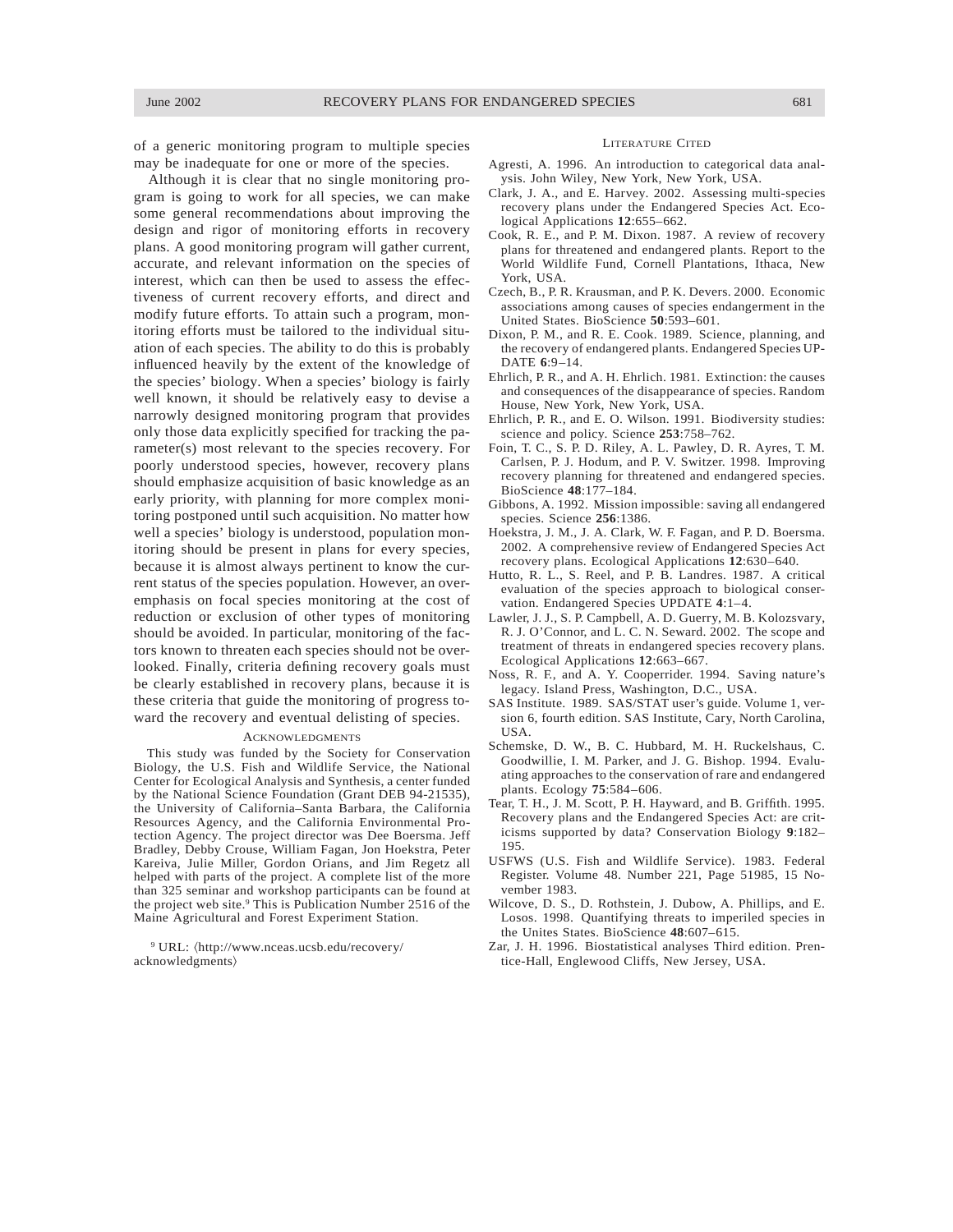of a generic monitoring program to multiple species may be inadequate for one or more of the species.

Although it is clear that no single monitoring program is going to work for all species, we can make some general recommendations about improving the design and rigor of monitoring efforts in recovery plans. A good monitoring program will gather current, accurate, and relevant information on the species of interest, which can then be used to assess the effectiveness of current recovery efforts, and direct and modify future efforts. To attain such a program, monitoring efforts must be tailored to the individual situation of each species. The ability to do this is probably influenced heavily by the extent of the knowledge of the species' biology. When a species' biology is fairly well known, it should be relatively easy to devise a narrowly designed monitoring program that provides only those data explicitly specified for tracking the parameter(s) most relevant to the species recovery. For poorly understood species, however, recovery plans should emphasize acquisition of basic knowledge as an early priority, with planning for more complex monitoring postponed until such acquisition. No matter how well a species' biology is understood, population monitoring should be present in plans for every species, because it is almost always pertinent to know the current status of the species population. However, an overemphasis on focal species monitoring at the cost of reduction or exclusion of other types of monitoring should be avoided. In particular, monitoring of the factors known to threaten each species should not be overlooked. Finally, criteria defining recovery goals must be clearly established in recovery plans, because it is these criteria that guide the monitoring of progress toward the recovery and eventual delisting of species.

## Acknowledgments

This study was funded by the Society for Conservation Biology, the U.S. Fish and Wildlife Service, the National Center for Ecological Analysis and Synthesis, a center funded by the National Science Foundation (Grant DEB 94-21535), the University of California–Santa Barbara, the California Resources Agency, and the California Environmental Protection Agency. The project director was Dee Boersma. Jeff Bradley, Debby Crouse, William Fagan, Jon Hoekstra, Peter Kareiva, Julie Miller, Gordon Orians, and Jim Regetz all helped with parts of the project. A complete list of the more than 325 seminar and workshop participants can be found at the project web site.[9] This is Publication Number 2516 of the Maine Agricultural and Forest Experiment Station.

[9] URL: ⟨http://www.nceas.ucsb.edu/recovery/acknowledgments⟩

## Literature Cited

Agresti, A. 1996. An introduction to categorical data analysis. John Wiley, New York, New York, USA.

Clark, J. A., and E. Harvey. 2002. Assessing multi-species recovery plans under the Endangered Species Act. Ecological Applications **12**:655–662.

Cook, R. E., and P. M. Dixon. 1987. A review of recovery plans for threatened and endangered plants. Report to the World Wildlife Fund, Cornell Plantations, Ithaca, New York, USA.

Czech, B., P. R. Krausman, and P. K. Devers. 2000. Economic associations among causes of species endangerment in the United States. BioScience **50**:593–601.

Dixon, P. M., and R. E. Cook. 1989. Science, planning, and the recovery of endangered plants. Endangered Species UPDATE **6**:9–14.

Ehrlich, P. R., and A. H. Ehrlich. 1981. Extinction: the causes and consequences of the disappearance of species. Random House, New York, New York, USA.

Ehrlich, P. R., and E. O. Wilson. 1991. Biodiversity studies: science and policy. Science **253**:758–762.

Foin, T. C., S. P. D. Riley, A. L. Pawley, D. R. Ayres, T. M. Carlsen, P. J. Hodum, and P. V. Switzer. 1998. Improving recovery planning for threatened and endangered species. BioScience **48**:177–184.

Gibbons, A. 1992. Mission impossible: saving all endangered species. Science **256**:1386.

Hoekstra, J. M., J. A. Clark, W. F. Fagan, and P. D. Boersma. 2002. A comprehensive review of Endangered Species Act recovery plans. Ecological Applications **12**:630–640.

Hutto, R. L., S. Reel, and P. B. Landres. 1987. A critical evaluation of the species approach to biological conservation. Endangered Species UPDATE **4**:1–4.

Lawler, J. J., S. P. Campbell, A. D. Guerry, M. B. Kolozsvary, R. J. O'Connor, and L. C. N. Seward. 2002. The scope and treatment of threats in endangered species recovery plans. Ecological Applications **12**:663–667.

Noss, R. F., and A. Y. Cooperrider. 1994. Saving nature's legacy. Island Press, Washington, D.C., USA.

SAS Institute. 1989. SAS/STAT user's guide. Volume 1, version 6, fourth edition. SAS Institute, Cary, North Carolina, USA.

Schemske, D. W., B. C. Hubbard, M. H. Ruckelshaus, C. Goodwillie, I. M. Parker, and J. G. Bishop. 1994. Evaluating approaches to the conservation of rare and endangered plants. Ecology **75**:584–606.

Tear, T. H., J. M. Scott, P. H. Hayward, and B. Griffith. 1995. Recovery plans and the Endangered Species Act: are criticisms supported by data? Conservation Biology **9**:182–195.

USFWS (U.S. Fish and Wildlife Service). 1983. Federal Register. Volume 48. Number 221, Page 51985, 15 November 1983.

Wilcove, D. S., D. Rothstein, J. Dubow, A. Phillips, and E. Losos. 1998. Quantifying threats to imperiled species in the Unites States. BioScience **48**:607–615.

Zar, J. H. 1996. Biostatistical analyses Third edition. Prentice-Hall, Englewood Cliffs, New Jersey, USA.